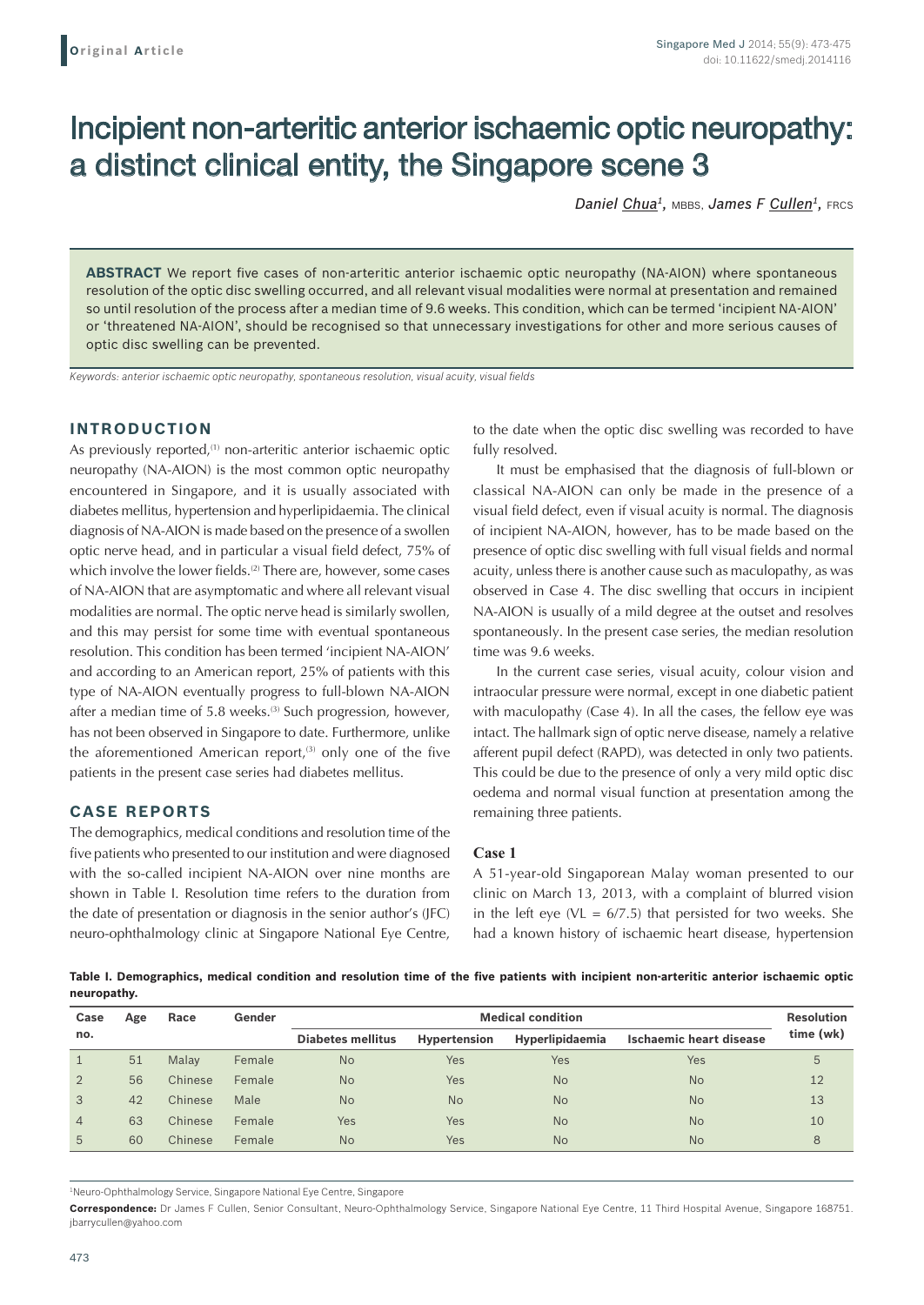Original Article

# Incipient non-arteritic anterior ischaemic optic neuropathy: a distinct clinical entity, the Singapore scene 3

*Daniel Chua[1],* MBBS, *James F Cullen[1],* FRCS

**ABSTRACT** We report five cases of non-arteritic anterior ischaemic optic neuropathy (NA-AION) where spontaneous resolution of the optic disc swelling occurred, and all relevant visual modalities were normal at presentation and remained so until resolution of the process after a median time of 9.6 weeks. This condition, which can be termed 'incipient NA-AION' or 'threatened NA-AION', should be recognised so that unnecessary investigations for other and more serious causes of optic disc swelling can be prevented.

*Keywords: anterior ischaemic optic neuropathy, spontaneous resolution, visual acuity, visual fields*

## INTRODUCTION

As previously reported,[1] non-arteritic anterior ischaemic optic neuropathy (NA-AION) is the most common optic neuropathy encountered in Singapore, and it is usually associated with diabetes mellitus, hypertension and hyperlipidaemia. The clinical diagnosis of NA-AION is made based on the presence of a swollen optic nerve head, and in particular a visual field defect, 75% of which involve the lower fields.[2] There are, however, some cases of NA-AION that are asymptomatic and where all relevant visual modalities are normal. The optic nerve head is similarly swollen, and this may persist for some time with eventual spontaneous resolution. This condition has been termed 'incipient NA-AION' and according to an American report, 25% of patients with this type of NA-AION eventually progress to full-blown NA-AION after a median time of 5.8 weeks.[3] Such progression, however, has not been observed in Singapore to date. Furthermore, unlike the aforementioned American report,[3] only one of the five patients in the present case series had diabetes mellitus.

## CASE REPORTS

The demographics, medical conditions and resolution time of the five patients who presented to our institution and were diagnosed with the so-called incipient NA-AION over nine months are shown in Table I. Resolution time refers to the duration from the date of presentation or diagnosis in the senior author's (JFC) neuro-ophthalmology clinic at Singapore National Eye Centre, to the date when the optic disc swelling was recorded to have fully resolved.

It must be emphasised that the diagnosis of full-blown or classical NA-AION can only be made in the presence of a visual field defect, even if visual acuity is normal. The diagnosis of incipient NA-AION, however, has to be made based on the presence of optic disc swelling with full visual fields and normal acuity, unless there is another cause such as maculopathy, as was observed in Case 4. The disc swelling that occurs in incipient NA-AION is usually of a mild degree at the outset and resolves spontaneously. In the present case series, the median resolution time was 9.6 weeks.

In the current case series, visual acuity, colour vision and intraocular pressure were normal, except in one diabetic patient with maculopathy (Case 4). In all the cases, the fellow eye was intact. The hallmark sign of optic nerve disease, namely a relative afferent pupil defect (RAPD), was detected in only two patients. This could be due to the presence of only a very mild optic disc oedema and normal visual function at presentation among the remaining three patients.

### Case 1

A 51-year-old Singaporean Malay woman presented to our clinic on March 13, 2013, with a complaint of blurred vision in the left eye (VL = 6/7.5) that persisted for two weeks. She had a known history of ischaemic heart disease, hypertension

**Table I. Demographics, medical condition and resolution time of the five patients with incipient non-arteritic anterior ischaemic optic neuropathy.**

| Case no. | Age | Race | Gender | Medical condition | | | | Resolution time (wk) |
|---|---|---|---|---|---|---|---|---|
| | | | | Diabetes mellitus | Hypertension | Hyperlipidaemia | Ischaemic heart disease | |
| 1 | 51 | Malay | Female | No | Yes | Yes | Yes | 5 |
| 2 | 56 | Chinese | Female | No | Yes | No | No | 12 |
| 3 | 42 | Chinese | Male | No | No | No | No | 13 |
| 4 | 63 | Chinese | Female | Yes | Yes | No | No | 10 |
| 5 | 60 | Chinese | Female | No | Yes | No | No | 8 |

[1]Neuro-Ophthalmology Service, Singapore National Eye Centre, Singapore

**Correspondence:** Dr James F Cullen, Senior Consultant, Neuro-Ophthalmology Service, Singapore National Eye Centre, 11 Third Hospital Avenue, Singapore 168751. jbarrycullen@yahoo.com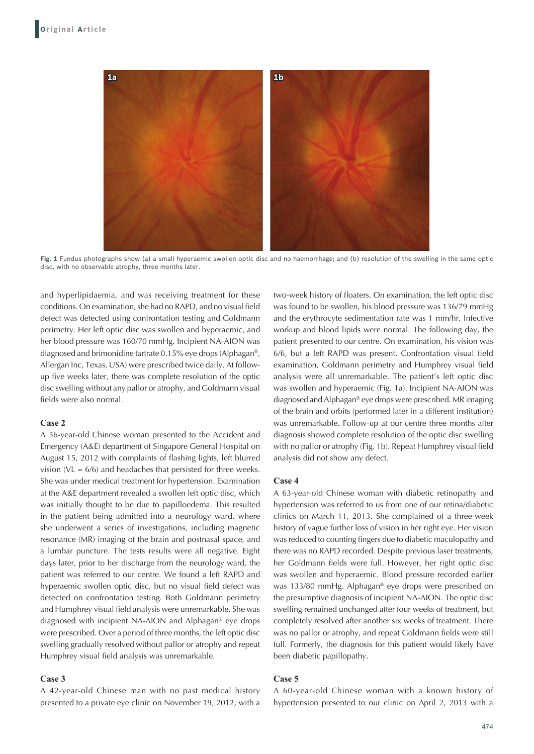Fig. 1 Fundus photographs show (a) a small hyperaemic swollen optic disc and no haemorrhage; and (b) resolution of the swelling in the same optic disc, with no observable atrophy, three months later.

and hyperlipidaemia, and was receiving treatment for these conditions. On examination, she had no RAPD, and no visual field defect was detected using confrontation testing and Goldmann perimetry. Her left optic disc was swollen and hyperaemic, and her blood pressure was 160/70 mmHg. Incipient NA-AION was diagnosed and brimonidine tartrate 0.15% eye drops (Alphagan®, Allergan Inc, Texas, USA) were prescribed twice daily. At follow-up five weeks later, there was complete resolution of the optic disc swelling without any pallor or atrophy, and Goldmann visual fields were also normal.

### Case 2

A 56-year-old Chinese woman presented to the Accident and Emergency (A&E) department of Singapore General Hospital on August 15, 2012 with complaints of flashing lights, left blurred vision (VL = 6/6) and headaches that persisted for three weeks. She was under medical treatment for hypertension. Examination at the A&E department revealed a swollen left optic disc, which was initially thought to be due to papilloedema. This resulted in the patient being admitted into a neurology ward, where she underwent a series of investigations, including magnetic resonance (MR) imaging of the brain and postnasal space, and a lumbar puncture. The tests results were all negative. Eight days later, prior to her discharge from the neurology ward, the patient was referred to our centre. We found a left RAPD and hyperaemic swollen optic disc, but no visual field defect was detected on confrontation testing. Both Goldmann perimetry and Humphrey visual field analysis were unremarkable. She was diagnosed with incipient NA-AION and Alphagan® eye drops were prescribed. Over a period of three months, the left optic disc swelling gradually resolved without pallor or atrophy and repeat Humphrey visual field analysis was unremarkable.

### Case 3

A 42-year-old Chinese man with no past medical history presented to a private eye clinic on November 19, 2012, with a two-week history of floaters. On examination, the left optic disc was found to be swollen, his blood pressure was 136/79 mmHg and the erythrocyte sedimentation rate was 1 mm/hr. Infective workup and blood lipids were normal. The following day, the patient presented to our centre. On examination, his vision was 6/6, but a left RAPD was present. Confrontation visual field examination, Goldmann perimetry and Humphrey visual field analysis were all unremarkable. The patient's left optic disc was swollen and hyperaemic (Fig. 1a). Incipient NA-AION was diagnosed and Alphagan® eye drops were prescribed. MR imaging of the brain and orbits (performed later in a different institution) was unremarkable. Follow-up at our centre three months after diagnosis showed complete resolution of the optic disc swelling with no pallor or atrophy (Fig. 1b). Repeat Humphrey visual field analysis did not show any defect.

### Case 4

A 63-year-old Chinese woman with diabetic retinopathy and hypertension was referred to us from one of our retina/diabetic clinics on March 11, 2013. She complained of a three-week history of vague further loss of vision in her right eye. Her vision was reduced to counting fingers due to diabetic maculopathy and there was no RAPD recorded. Despite previous laser treatments, her Goldmann fields were full. However, her right optic disc was swollen and hyperaemic. Blood pressure recorded earlier was 133/80 mmHg. Alphagan® eye drops were prescribed on the presumptive diagnosis of incipient NA-AION. The optic disc swelling remained unchanged after four weeks of treatment, but completely resolved after another six weeks of treatment. There was no pallor or atrophy, and repeat Goldmann fields were still full. Formerly, the diagnosis for this patient would likely have been diabetic papillopathy.

### Case 5

A 60-year-old Chinese woman with a known history of hypertension presented to our clinic on April 2, 2013 with a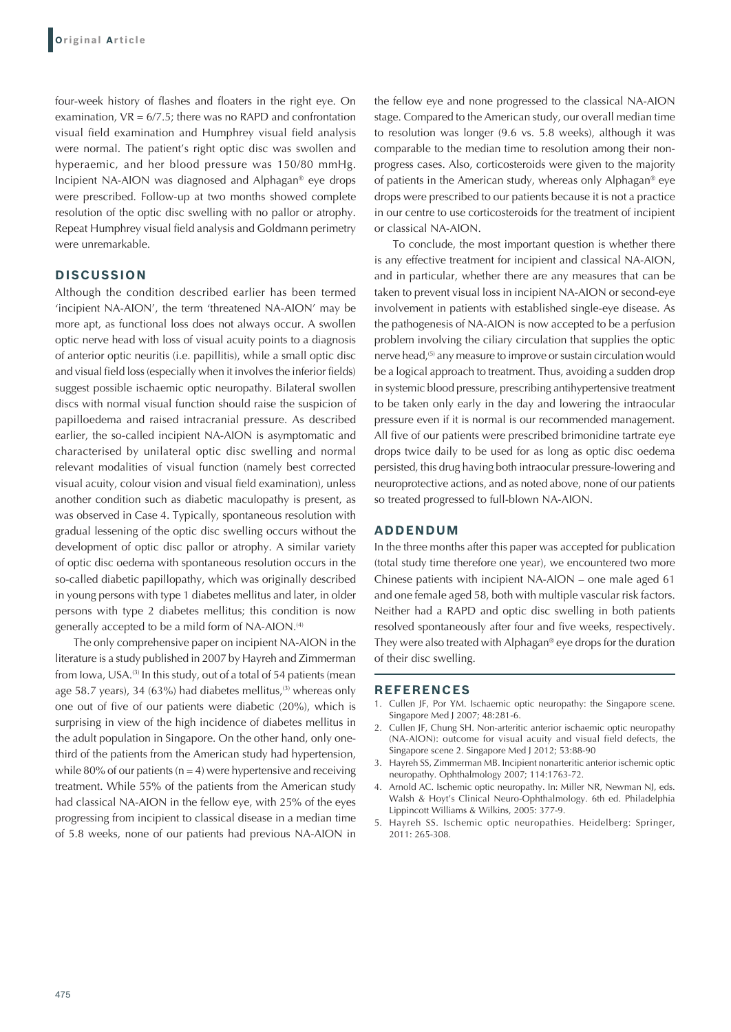four-week history of flashes and floaters in the right eye. On examination, VR = 6/7.5; there was no RAPD and confrontation visual field examination and Humphrey visual field analysis were normal. The patient's right optic disc was swollen and hyperaemic, and her blood pressure was 150/80 mmHg. Incipient NA-AION was diagnosed and Alphagan® eye drops were prescribed. Follow-up at two months showed complete resolution of the optic disc swelling with no pallor or atrophy. Repeat Humphrey visual field analysis and Goldmann perimetry were unremarkable.

## DISCUSSION

Although the condition described earlier has been termed 'incipient NA-AION', the term 'threatened NA-AION' may be more apt, as functional loss does not always occur. A swollen optic nerve head with loss of visual acuity points to a diagnosis of anterior optic neuritis (i.e. papillitis), while a small optic disc and visual field loss (especially when it involves the inferior fields) suggest possible ischaemic optic neuropathy. Bilateral swollen discs with normal visual function should raise the suspicion of papilloedema and raised intracranial pressure. As described earlier, the so-called incipient NA-AION is asymptomatic and characterised by unilateral optic disc swelling and normal relevant modalities of visual function (namely best corrected visual acuity, colour vision and visual field examination), unless another condition such as diabetic maculopathy is present, as was observed in Case 4. Typically, spontaneous resolution with gradual lessening of the optic disc swelling occurs without the development of optic disc pallor or atrophy. A similar variety of optic disc oedema with spontaneous resolution occurs in the so-called diabetic papillopathy, which was originally described in young persons with type 1 diabetes mellitus and later, in older persons with type 2 diabetes mellitus; this condition is now generally accepted to be a mild form of NA-AION.[4]

The only comprehensive paper on incipient NA-AION in the literature is a study published in 2007 by Hayreh and Zimmerman from Iowa, USA.[3] In this study, out of a total of 54 patients (mean age 58.7 years), 34 (63%) had diabetes mellitus,[3] whereas only one out of five of our patients were diabetic (20%), which is surprising in view of the high incidence of diabetes mellitus in the adult population in Singapore. On the other hand, only one-third of the patients from the American study had hypertension, while 80% of our patients (n = 4) were hypertensive and receiving treatment. While 55% of the patients from the American study had classical NA-AION in the fellow eye, with 25% of the eyes progressing from incipient to classical disease in a median time of 5.8 weeks, none of our patients had previous NA-AION in the fellow eye and none progressed to the classical NA-AION stage. Compared to the American study, our overall median time to resolution was longer (9.6 vs. 5.8 weeks), although it was comparable to the median time to resolution among their non-progress cases. Also, corticosteroids were given to the majority of patients in the American study, whereas only Alphagan® eye drops were prescribed to our patients because it is not a practice in our centre to use corticosteroids for the treatment of incipient or classical NA-AION.

To conclude, the most important question is whether there is any effective treatment for incipient and classical NA-AION, and in particular, whether there are any measures that can be taken to prevent visual loss in incipient NA-AION or second-eye involvement in patients with established single-eye disease. As the pathogenesis of NA-AION is now accepted to be a perfusion problem involving the ciliary circulation that supplies the optic nerve head,[5] any measure to improve or sustain circulation would be a logical approach to treatment. Thus, avoiding a sudden drop in systemic blood pressure, prescribing antihypertensive treatment to be taken only early in the day and lowering the intraocular pressure even if it is normal is our recommended management. All five of our patients were prescribed brimonidine tartrate eye drops twice daily to be used for as long as optic disc oedema persisted, this drug having both intraocular pressure-lowering and neuroprotective actions, and as noted above, none of our patients so treated progressed to full-blown NA-AION.

## ADDENDUM

In the three months after this paper was accepted for publication (total study time therefore one year), we encountered two more Chinese patients with incipient NA-AION – one male aged 61 and one female aged 58, both with multiple vascular risk factors. Neither had a RAPD and optic disc swelling in both patients resolved spontaneously after four and five weeks, respectively. They were also treated with Alphagan® eye drops for the duration of their disc swelling.

## REFERENCES

1. Cullen JF, Por YM. Ischaemic optic neuropathy: the Singapore scene. Singapore Med J 2007; 48:281-6.
2. Cullen JF, Chung SH. Non-arteritic anterior ischaemic optic neuropathy (NA-AION): outcome for visual acuity and visual field defects, the Singapore scene 2. Singapore Med J 2012; 53:88-90
3. Hayreh SS, Zimmerman MB. Incipient nonarteritic anterior ischemic optic neuropathy. Ophthalmology 2007; 114:1763-72.
4. Arnold AC. Ischemic optic neuropathy. In: Miller NR, Newman NJ, eds. Walsh & Hoyt's Clinical Neuro-Ophthalmology. 6th ed. Philadelphia Lippincott Williams & Wilkins, 2005: 377-9.
5. Hayreh SS. Ischemic optic neuropathies. Heidelberg: Springer, 2011: 265-308.